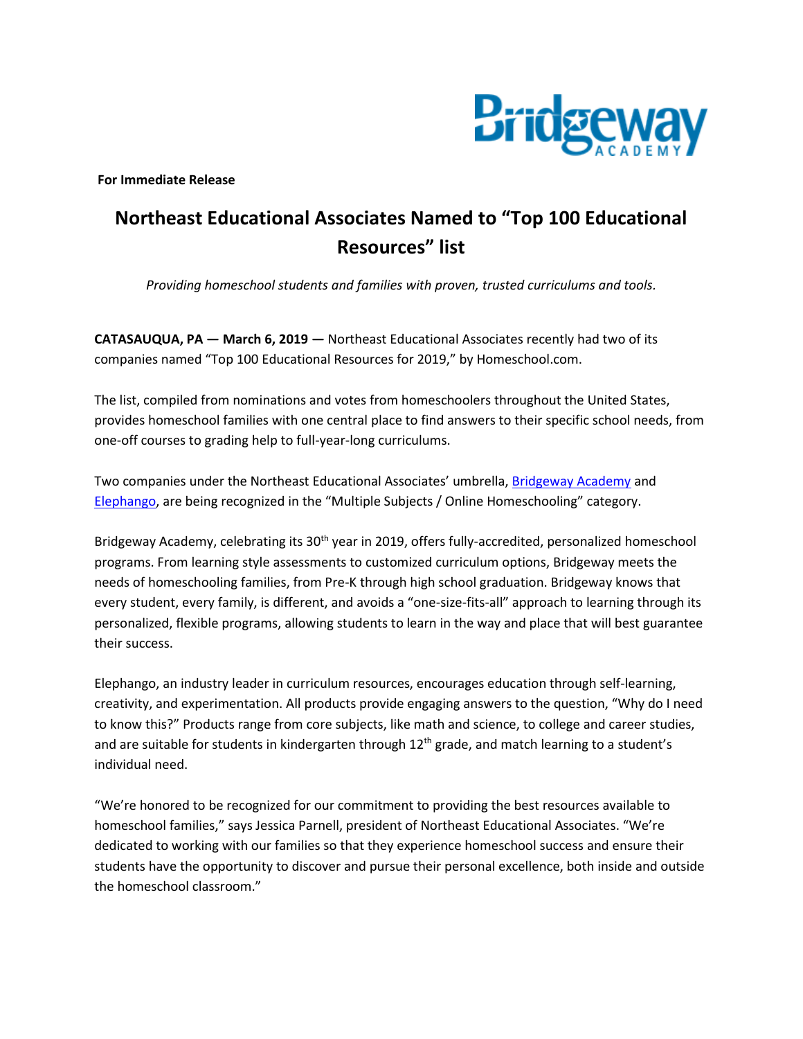**For Immediate Release**

# Northeast Educational Associates Named to "Top 100 Educational Resources" list

*Providing homeschool students and families with proven, trusted curriculums and tools.*

**CATASAUQUA, PA — March 6, 2019 —** Northeast Educational Associates recently had two of its companies named "Top 100 Educational Resources for 2019," by Homeschool.com.

The list, compiled from nominations and votes from homeschoolers throughout the United States, provides homeschool families with one central place to find answers to their specific school needs, from one-off courses to grading help to full-year-long curriculums.

Two companies under the Northeast Educational Associates' umbrella, Bridgeway Academy and Elephango, are being recognized in the "Multiple Subjects / Online Homeschooling" category.

Bridgeway Academy, celebrating its 30th year in 2019, offers fully-accredited, personalized homeschool programs. From learning style assessments to customized curriculum options, Bridgeway meets the needs of homeschooling families, from Pre-K through high school graduation. Bridgeway knows that every student, every family, is different, and avoids a "one-size-fits-all" approach to learning through its personalized, flexible programs, allowing students to learn in the way and place that will best guarantee their success.

Elephango, an industry leader in curriculum resources, encourages education through self-learning, creativity, and experimentation. All products provide engaging answers to the question, "Why do I need to know this?" Products range from core subjects, like math and science, to college and career studies, and are suitable for students in kindergarten through 12th grade, and match learning to a student's individual need.

"We're honored to be recognized for our commitment to providing the best resources available to homeschool families," says Jessica Parnell, president of Northeast Educational Associates. "We're dedicated to working with our families so that they experience homeschool success and ensure their students have the opportunity to discover and pursue their personal excellence, both inside and outside the homeschool classroom."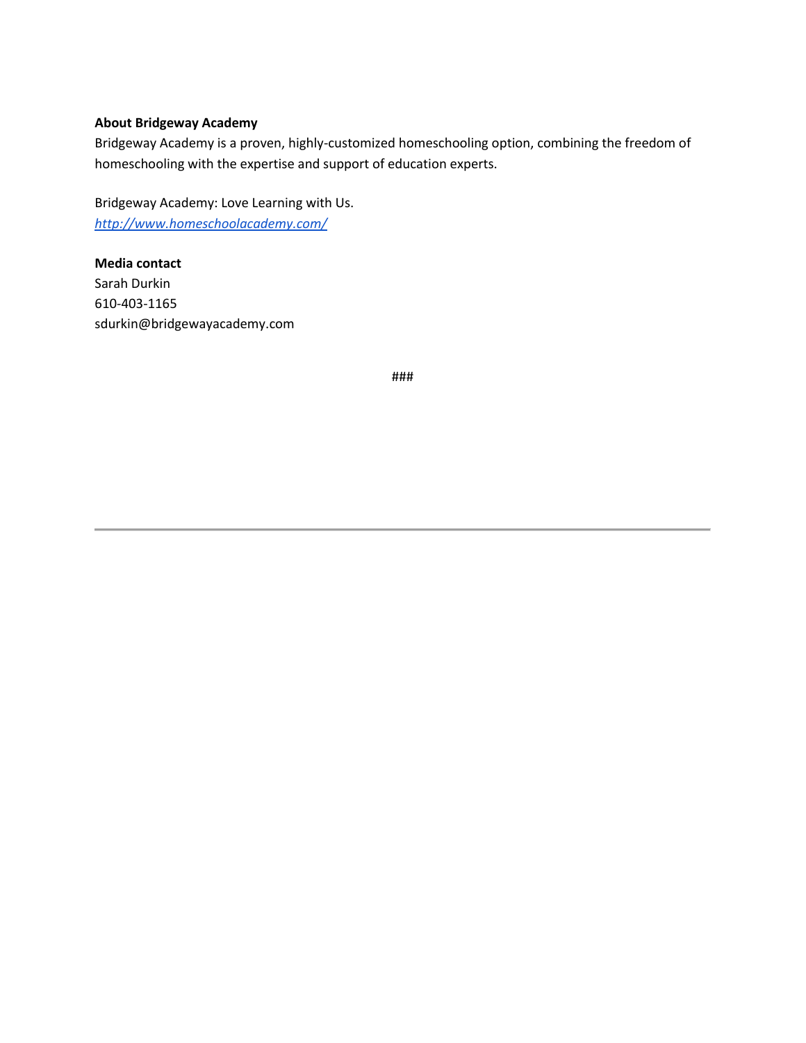**About Bridgeway Academy**

Bridgeway Academy is a proven, highly-customized homeschooling option, combining the freedom of homeschooling with the expertise and support of education experts.

Bridgeway Academy: Love Learning with Us.
*http://www.homeschoolacademy.com/*

**Media contact**
Sarah Durkin
610-403-1165
sdurkin@bridgewayacademy.com

###